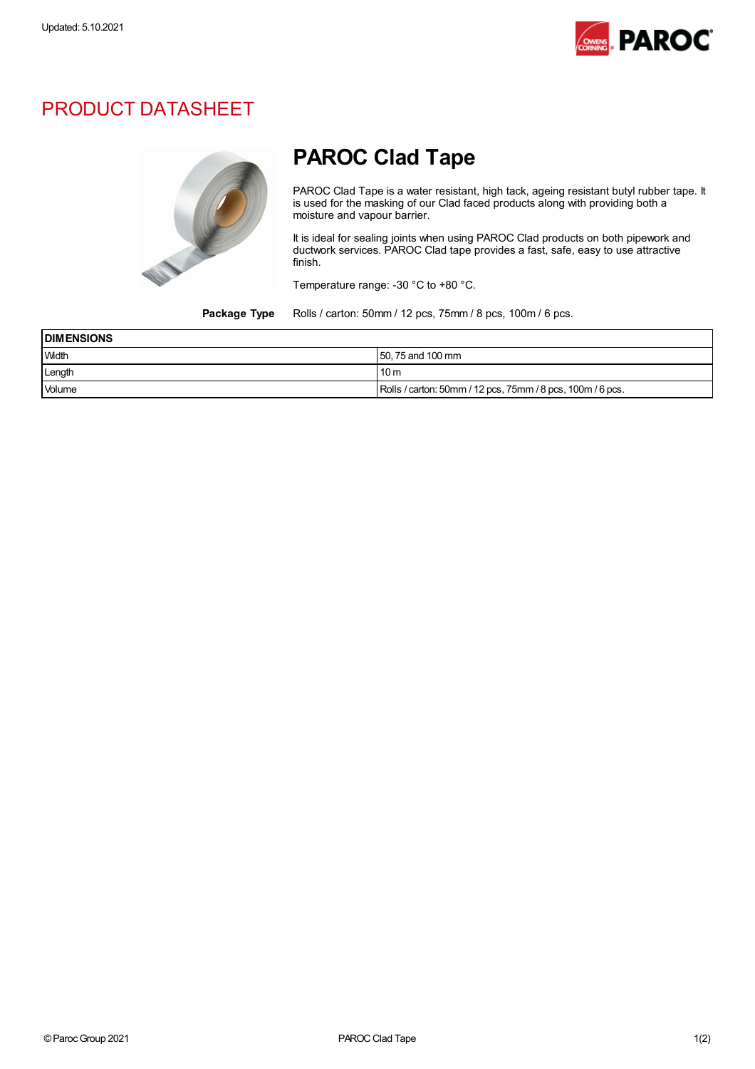Updated: 5.10.2021

# PRODUCT DATASHEET

## PAROC Clad Tape

PAROC Clad Tape is a water resistant, high tack, ageing resistant butyl rubber tape. It is used for the masking of our Clad faced products along with providing both a moisture and vapour barrier.

It is ideal for sealing joints when using PAROC Clad products on both pipework and ductwork services. PAROC Clad tape provides a fast, safe, easy to use attractive finish.

Temperature range: -30 °C to +80 °C.

**Package Type** Rolls / carton: 50mm / 12 pcs, 75mm / 8 pcs, 100m / 6 pcs.

| DIMENSIONS | |
|---|---|
| Width | 50, 75 and 100 mm |
| Length | 10 m |
| Volume | Rolls / carton: 50mm / 12 pcs, 75mm / 8 pcs, 100m / 6 pcs. |

© Paroc Group 2021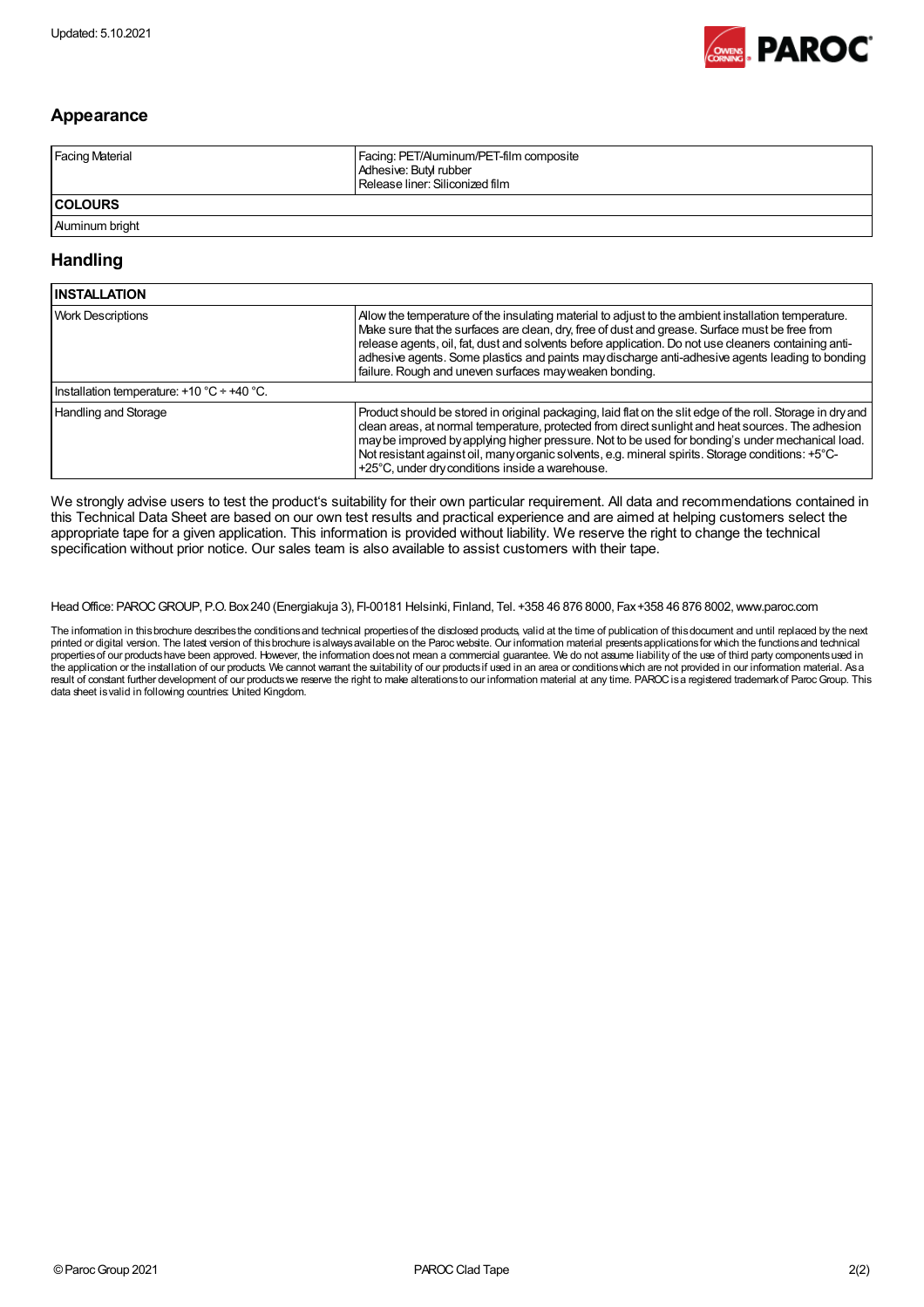Updated: 5.10.2021

## Appearance

| | |
|---|---|
| Facing Material | Facing: PET/Aluminum/PET-film composite<br>Adhesive: Butyl rubber<br>Release liner: Siliconized film |
| **COLOURS** | |
| Aluminum bright | |

## Handling

| | |
|---|---|
| **INSTALLATION** | |
| Work Descriptions | Allow the temperature of the insulating material to adjust to the ambient installation temperature. Make sure that the surfaces are clean, dry, free of dust and grease. Surface must be free from release agents, oil, fat, dust and solvents before application. Do not use cleaners containing anti-adhesive agents. Some plastics and paints may discharge anti-adhesive agents leading to bonding failure. Rough and uneven surfaces may weaken bonding. |
| Installation temperature: +10 °C ÷ +40 °C. | |
| Handling and Storage | Product should be stored in original packaging, laid flat on the slit edge of the roll. Storage in dry and clean areas, at normal temperature, protected from direct sunlight and heat sources. The adhesion may be improved by applying higher pressure. Not to be used for bonding's under mechanical load. Not resistant against oil, many organic solvents, e.g. mineral spirits. Storage conditions: +5°C-+25°C, under dry conditions inside a warehouse. |

We strongly advise users to test the product's suitability for their own particular requirement. All data and recommendations contained in this Technical Data Sheet are based on our own test results and practical experience and are aimed at helping customers select the appropriate tape for a given application. This information is provided without liability. We reserve the right to change the technical specification without prior notice. Our sales team is also available to assist customers with their tape.

Head Office: PAROC GROUP, P.O. Box 240 (Energiakuja 3), FI-00181 Helsinki, Finland, Tel. +358 46 876 8000, Fax +358 46 876 8002, www.paroc.com

The information in this brochure describes the conditions and technical properties of the disclosed products, valid at the time of publication of this document and until replaced by the next printed or digital version. The latest version of this brochure is always available on the Paroc website. Our information material presents applications for which the functions and technical properties of our products have been approved. However, the information does not mean a commercial guarantee. We do not assume liability of the use of third party components used in the application or the installation of our products. We cannot warrant the suitability of our products if used in an area or conditions which are not provided in our information material. As a result of constant further development of our products we reserve the right to make alterations to our information material at any time. PAROC is a registered trademark of Paroc Group. This data sheet is valid in following countries: United Kingdom.

© Paroc Group 2021 PAROC Clad Tape